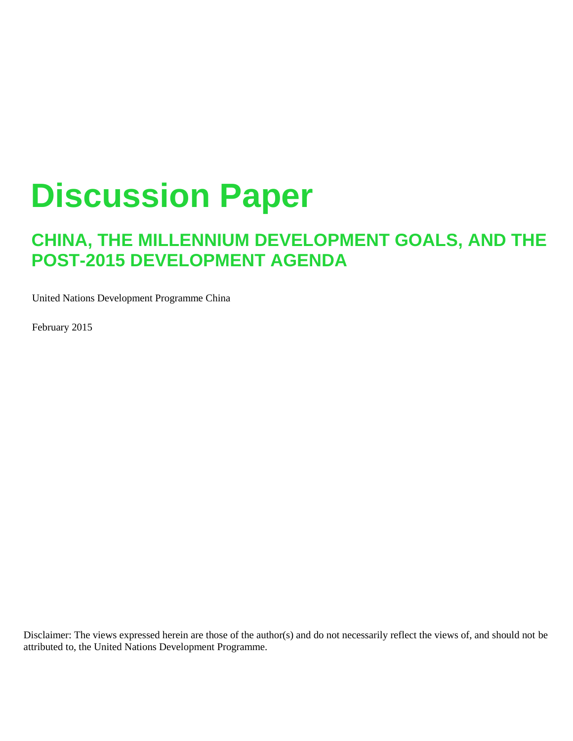# Discussion Paper

## CHINA, THE MILLENNIUM DEVELOPMENT GOALS, AND THE POST-2015 DEVELOPMENT AGENDA

United Nations Development Programme China

February 2015

Disclaimer: The views expressed herein are those of the author(s) and do not necessarily reflect the views of, and should not be attributed to, the United Nations Development Programme.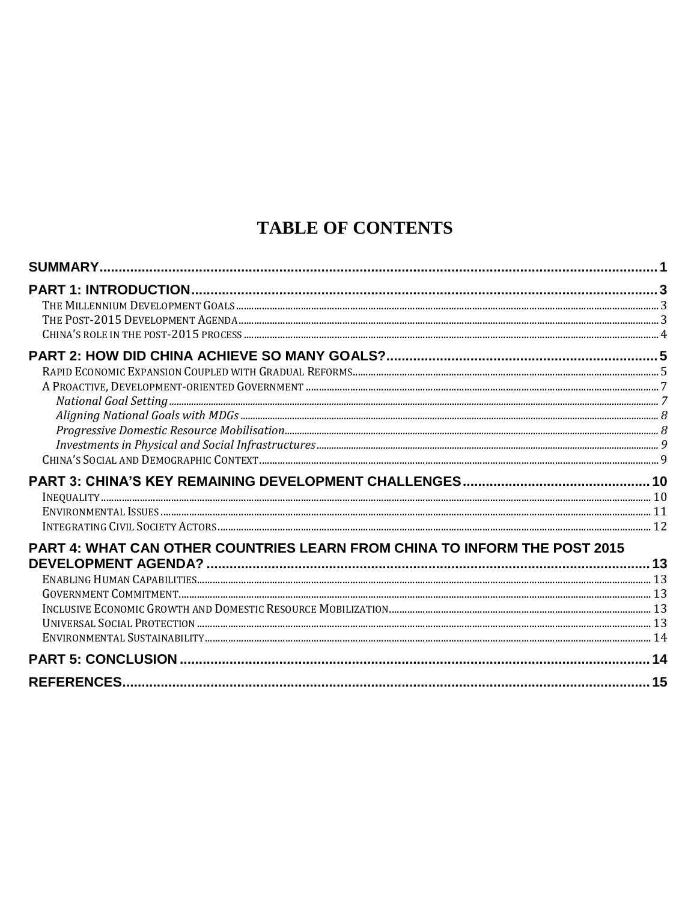# TABLE OF CONTENTS

**SUMMARY** ..... 1

**PART 1: INTRODUCTION** ..... 3

- The Millennium Development Goals ..... 3
- The Post-2015 Development Agenda ..... 3
- China's role in the post-2015 process ..... 4

**PART 2: HOW DID CHINA ACHIEVE SO MANY GOALS?** ..... 5

- Rapid Economic Expansion Coupled with Gradual Reforms ..... 5
- A Proactive, Development-oriented Government ..... 7
  - *National Goal Setting* ..... 7
  - *Aligning National Goals with MDGs* ..... 8
  - *Progressive Domestic Resource Mobilisation* ..... 8
  - *Investments in Physical and Social Infrastructures* ..... 9
- China's Social and Demographic Context ..... 9

**PART 3: CHINA'S KEY REMAINING DEVELOPMENT CHALLENGES** ..... 10

- Inequality ..... 10
- Environmental Issues ..... 11
- Integrating Civil Society Actors ..... 12

**PART 4: WHAT CAN OTHER COUNTRIES LEARN FROM CHINA TO INFORM THE POST 2015 DEVELOPMENT AGENDA?** ..... 13

- Enabling Human Capabilities ..... 13
- Government Commitment ..... 13
- Inclusive Economic Growth and Domestic Resource Mobilization ..... 13
- Universal Social Protection ..... 13
- Environmental Sustainability ..... 14

**PART 5: CONCLUSION** ..... 14

**REFERENCES** ..... 15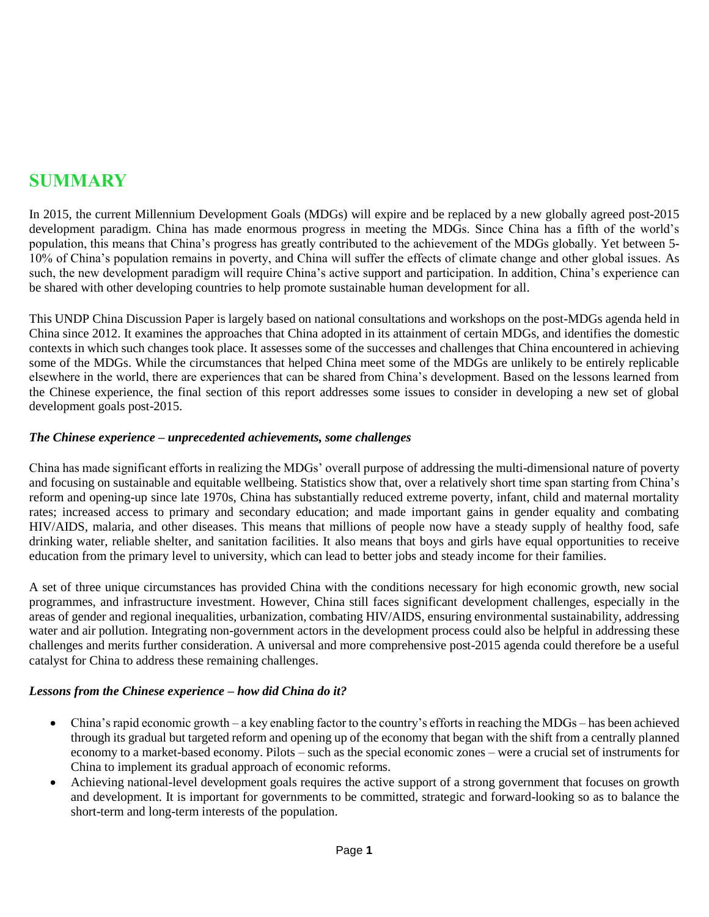# SUMMARY

In 2015, the current Millennium Development Goals (MDGs) will expire and be replaced by a new globally agreed post-2015 development paradigm. China has made enormous progress in meeting the MDGs. Since China has a fifth of the world's population, this means that China's progress has greatly contributed to the achievement of the MDGs globally. Yet between 5-10% of China's population remains in poverty, and China will suffer the effects of climate change and other global issues. As such, the new development paradigm will require China's active support and participation. In addition, China's experience can be shared with other developing countries to help promote sustainable human development for all.

This UNDP China Discussion Paper is largely based on national consultations and workshops on the post-MDGs agenda held in China since 2012. It examines the approaches that China adopted in its attainment of certain MDGs, and identifies the domestic contexts in which such changes took place. It assesses some of the successes and challenges that China encountered in achieving some of the MDGs. While the circumstances that helped China meet some of the MDGs are unlikely to be entirely replicable elsewhere in the world, there are experiences that can be shared from China's development. Based on the lessons learned from the Chinese experience, the final section of this report addresses some issues to consider in developing a new set of global development goals post-2015.

### *The Chinese experience – unprecedented achievements, some challenges*

China has made significant efforts in realizing the MDGs' overall purpose of addressing the multi-dimensional nature of poverty and focusing on sustainable and equitable wellbeing. Statistics show that, over a relatively short time span starting from China's reform and opening-up since late 1970s, China has substantially reduced extreme poverty, infant, child and maternal mortality rates; increased access to primary and secondary education; and made important gains in gender equality and combating HIV/AIDS, malaria, and other diseases. This means that millions of people now have a steady supply of healthy food, safe drinking water, reliable shelter, and sanitation facilities. It also means that boys and girls have equal opportunities to receive education from the primary level to university, which can lead to better jobs and steady income for their families.

A set of three unique circumstances has provided China with the conditions necessary for high economic growth, new social programmes, and infrastructure investment. However, China still faces significant development challenges, especially in the areas of gender and regional inequalities, urbanization, combating HIV/AIDS, ensuring environmental sustainability, addressing water and air pollution. Integrating non-government actors in the development process could also be helpful in addressing these challenges and merits further consideration. A universal and more comprehensive post-2015 agenda could therefore be a useful catalyst for China to address these remaining challenges.

### *Lessons from the Chinese experience – how did China do it?*

- China's rapid economic growth – a key enabling factor to the country's efforts in reaching the MDGs – has been achieved through its gradual but targeted reform and opening up of the economy that began with the shift from a centrally planned economy to a market-based economy. Pilots – such as the special economic zones – were a crucial set of instruments for China to implement its gradual approach of economic reforms.
- Achieving national-level development goals requires the active support of a strong government that focuses on growth and development. It is important for governments to be committed, strategic and forward-looking so as to balance the short-term and long-term interests of the population.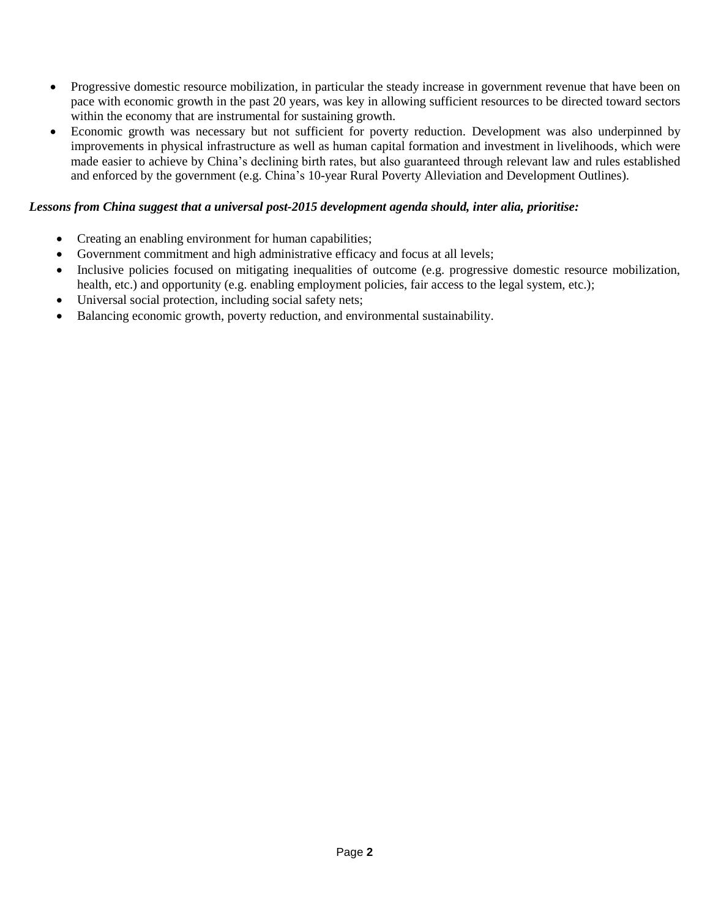- Progressive domestic resource mobilization, in particular the steady increase in government revenue that have been on pace with economic growth in the past 20 years, was key in allowing sufficient resources to be directed toward sectors within the economy that are instrumental for sustaining growth.
- Economic growth was necessary but not sufficient for poverty reduction. Development was also underpinned by improvements in physical infrastructure as well as human capital formation and investment in livelihoods, which were made easier to achieve by China's declining birth rates, but also guaranteed through relevant law and rules established and enforced by the government (e.g. China's 10-year Rural Poverty Alleviation and Development Outlines).

***Lessons from China suggest that a universal post-2015 development agenda should, inter alia, prioritise:***

- Creating an enabling environment for human capabilities;
- Government commitment and high administrative efficacy and focus at all levels;
- Inclusive policies focused on mitigating inequalities of outcome (e.g. progressive domestic resource mobilization, health, etc.) and opportunity (e.g. enabling employment policies, fair access to the legal system, etc.);
- Universal social protection, including social safety nets;
- Balancing economic growth, poverty reduction, and environmental sustainability.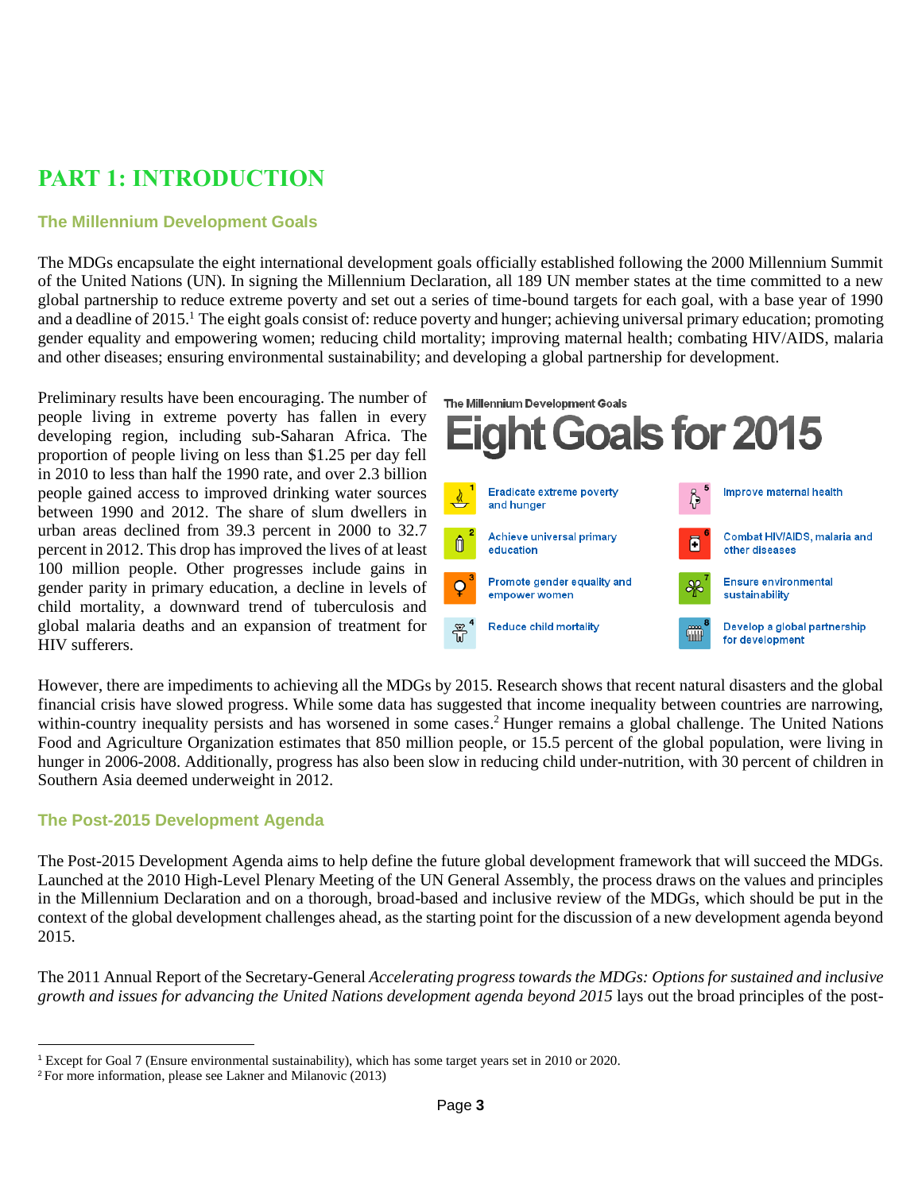# PART 1: INTRODUCTION

## The Millennium Development Goals

The MDGs encapsulate the eight international development goals officially established following the 2000 Millennium Summit of the United Nations (UN). In signing the Millennium Declaration, all 189 UN member states at the time committed to a new global partnership to reduce extreme poverty and set out a series of time-bound targets for each goal, with a base year of 1990 and a deadline of 2015.[1] The eight goals consist of: reduce poverty and hunger; achieving universal primary education; promoting gender equality and empowering women; reducing child mortality; improving maternal health; combating HIV/AIDS, malaria and other diseases; ensuring environmental sustainability; and developing a global partnership for development.

Preliminary results have been encouraging. The number of people living in extreme poverty has fallen in every developing region, including sub-Saharan Africa. The proportion of people living on less than $1.25 per day fell in 2010 to less than half the 1990 rate, and over 2.3 billion people gained access to improved drinking water sources between 1990 and 2012. The share of slum dwellers in urban areas declined from 39.3 percent in 2000 to 32.7 percent in 2012. This drop has improved the lives of at least 100 million people. Other progresses include gains in gender parity in primary education, a decline in levels of child mortality, a downward trend of tuberculosis and global malaria deaths and an expansion of treatment for HIV sufferers.

The Millennium Development Goals
**Eight Goals for 2015**

1. Eradicate extreme poverty and hunger
2. Achieve universal primary education
3. Promote gender equality and empower women
4. Reduce child mortality
5. Improve maternal health
6. Combat HIV/AIDS, malaria and other diseases
7. Ensure environmental sustainability
8. Develop a global partnership for development

However, there are impediments to achieving all the MDGs by 2015. Research shows that recent natural disasters and the global financial crisis have slowed progress. While some data has suggested that income inequality between countries are narrowing, within-country inequality persists and has worsened in some cases.[2] Hunger remains a global challenge. The United Nations Food and Agriculture Organization estimates that 850 million people, or 15.5 percent of the global population, were living in hunger in 2006-2008. Additionally, progress has also been slow in reducing child under-nutrition, with 30 percent of children in Southern Asia deemed underweight in 2012.

## The Post-2015 Development Agenda

The Post-2015 Development Agenda aims to help define the future global development framework that will succeed the MDGs. Launched at the 2010 High-Level Plenary Meeting of the UN General Assembly, the process draws on the values and principles in the Millennium Declaration and on a thorough, broad-based and inclusive review of the MDGs, which should be put in the context of the global development challenges ahead, as the starting point for the discussion of a new development agenda beyond 2015.

The 2011 Annual Report of the Secretary-General *Accelerating progress towards the MDGs: Options for sustained and inclusive growth and issues for advancing the United Nations development agenda beyond 2015* lays out the broad principles of the post-

[1] Except for Goal 7 (Ensure environmental sustainability), which has some target years set in 2010 or 2020.
[2] For more information, please see Lakner and Milanovic (2013)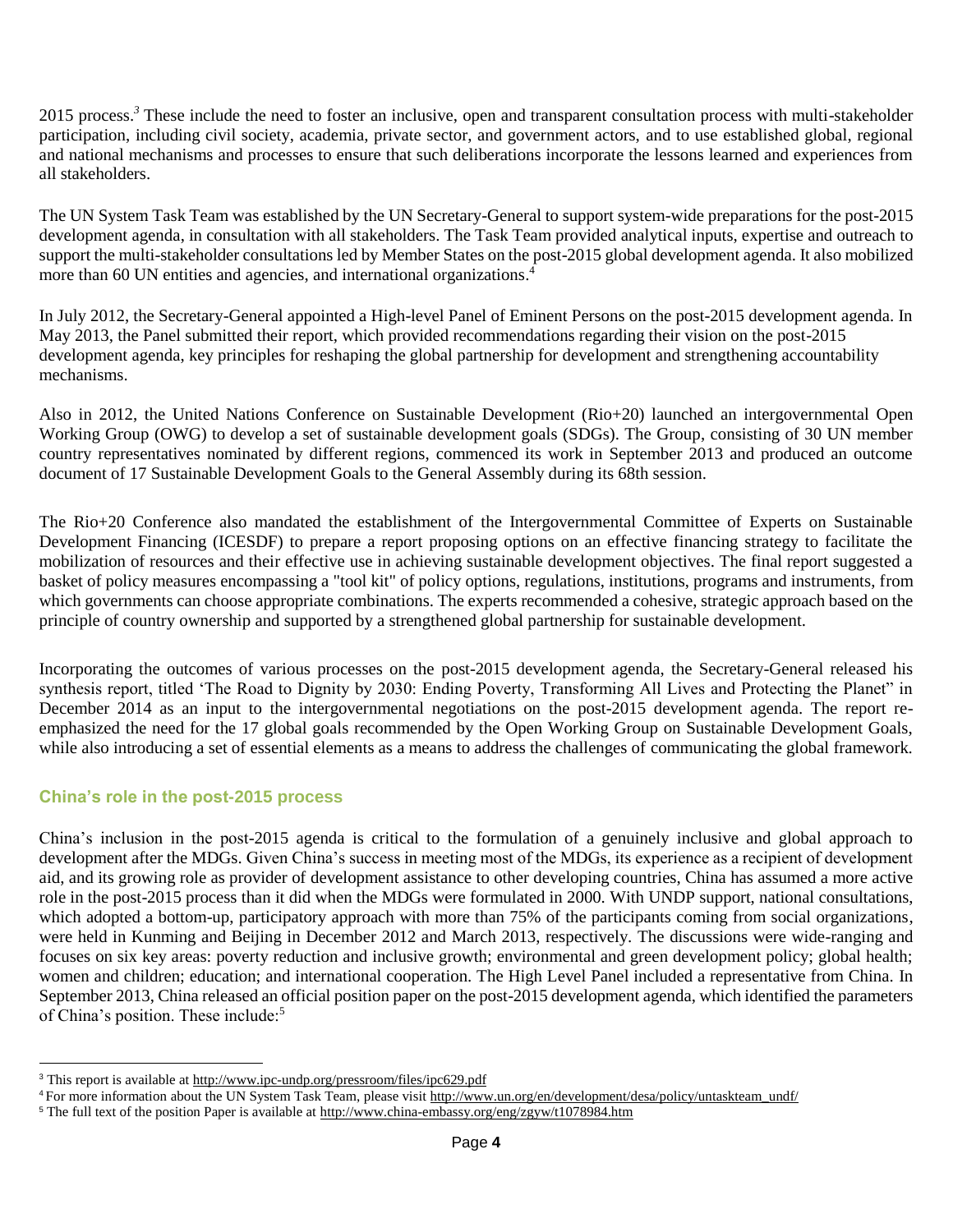2015 process.[3] These include the need to foster an inclusive, open and transparent consultation process with multi-stakeholder participation, including civil society, academia, private sector, and government actors, and to use established global, regional and national mechanisms and processes to ensure that such deliberations incorporate the lessons learned and experiences from all stakeholders.

The UN System Task Team was established by the UN Secretary-General to support system-wide preparations for the post-2015 development agenda, in consultation with all stakeholders. The Task Team provided analytical inputs, expertise and outreach to support the multi-stakeholder consultations led by Member States on the post-2015 global development agenda. It also mobilized more than 60 UN entities and agencies, and international organizations.[4]

In July 2012, the Secretary-General appointed a High-level Panel of Eminent Persons on the post-2015 development agenda. In May 2013, the Panel submitted their report, which provided recommendations regarding their vision on the post-2015 development agenda, key principles for reshaping the global partnership for development and strengthening accountability mechanisms.

Also in 2012, the United Nations Conference on Sustainable Development (Rio+20) launched an intergovernmental Open Working Group (OWG) to develop a set of sustainable development goals (SDGs). The Group, consisting of 30 UN member country representatives nominated by different regions, commenced its work in September 2013 and produced an outcome document of 17 Sustainable Development Goals to the General Assembly during its 68th session.

The Rio+20 Conference also mandated the establishment of the Intergovernmental Committee of Experts on Sustainable Development Financing (ICESDF) to prepare a report proposing options on an effective financing strategy to facilitate the mobilization of resources and their effective use in achieving sustainable development objectives. The final report suggested a basket of policy measures encompassing a "tool kit" of policy options, regulations, institutions, programs and instruments, from which governments can choose appropriate combinations. The experts recommended a cohesive, strategic approach based on the principle of country ownership and supported by a strengthened global partnership for sustainable development.

Incorporating the outcomes of various processes on the post-2015 development agenda, the Secretary-General released his synthesis report, titled 'The Road to Dignity by 2030: Ending Poverty, Transforming All Lives and Protecting the Planet" in December 2014 as an input to the intergovernmental negotiations on the post-2015 development agenda. The report re-emphasized the need for the 17 global goals recommended by the Open Working Group on Sustainable Development Goals, while also introducing a set of essential elements as a means to address the challenges of communicating the global framework.

## China's role in the post-2015 process

China's inclusion in the post-2015 agenda is critical to the formulation of a genuinely inclusive and global approach to development after the MDGs. Given China's success in meeting most of the MDGs, its experience as a recipient of development aid, and its growing role as provider of development assistance to other developing countries, China has assumed a more active role in the post-2015 process than it did when the MDGs were formulated in 2000. With UNDP support, national consultations, which adopted a bottom-up, participatory approach with more than 75% of the participants coming from social organizations, were held in Kunming and Beijing in December 2012 and March 2013, respectively. The discussions were wide-ranging and focuses on six key areas: poverty reduction and inclusive growth; environmental and green development policy; global health; women and children; education; and international cooperation. The High Level Panel included a representative from China. In September 2013, China released an official position paper on the post-2015 development agenda, which identified the parameters of China's position. These include:[5]

---

[3] This report is available at http://www.ipc-undp.org/pressroom/files/ipc629.pdf

[4] For more information about the UN System Task Team, please visit http://www.un.org/en/development/desa/policy/untaskteam_undf/

[5] The full text of the position Paper is available at http://www.china-embassy.org/eng/zgyw/t1078984.htm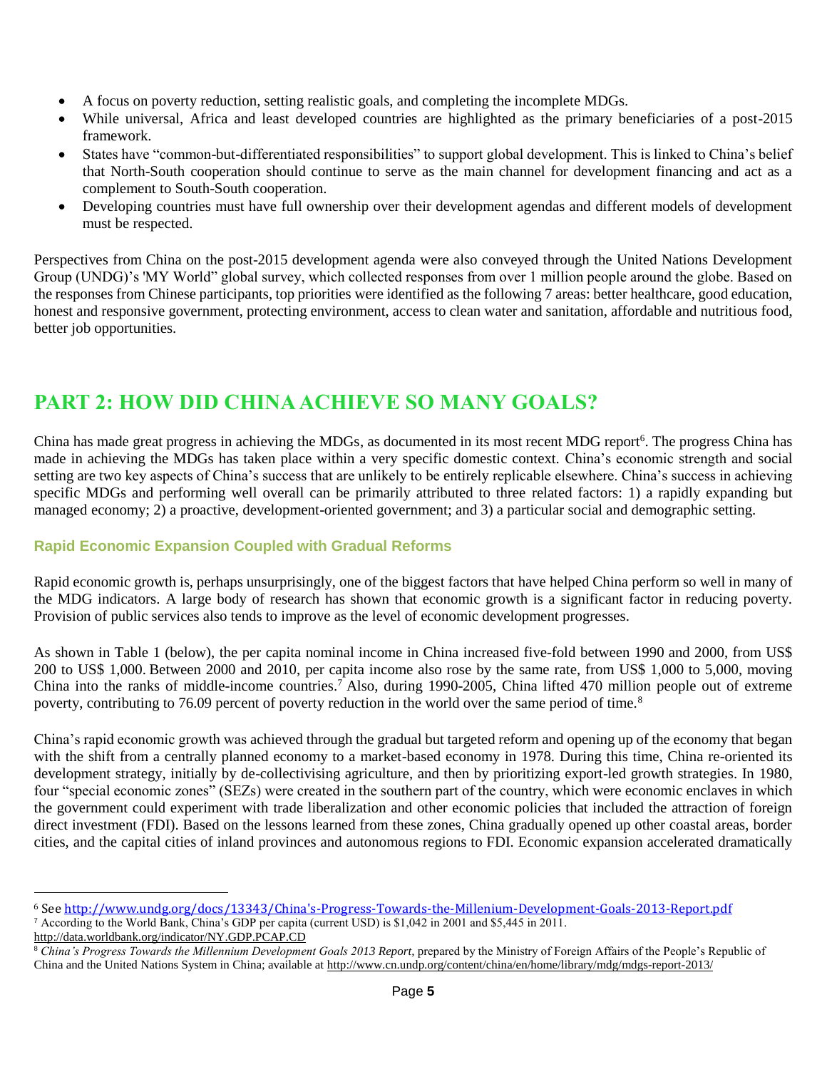- A focus on poverty reduction, setting realistic goals, and completing the incomplete MDGs.
- While universal, Africa and least developed countries are highlighted as the primary beneficiaries of a post-2015 framework.
- States have "common-but-differentiated responsibilities" to support global development. This is linked to China's belief that North-South cooperation should continue to serve as the main channel for development financing and act as a complement to South-South cooperation.
- Developing countries must have full ownership over their development agendas and different models of development must be respected.

Perspectives from China on the post-2015 development agenda were also conveyed through the United Nations Development Group (UNDG)'s 'MY World" global survey, which collected responses from over 1 million people around the globe. Based on the responses from Chinese participants, top priorities were identified as the following 7 areas: better healthcare, good education, honest and responsive government, protecting environment, access to clean water and sanitation, affordable and nutritious food, better job opportunities.

## PART 2: HOW DID CHINA ACHIEVE SO MANY GOALS?

China has made great progress in achieving the MDGs, as documented in its most recent MDG report[6]. The progress China has made in achieving the MDGs has taken place within a very specific domestic context. China's economic strength and social setting are two key aspects of China's success that are unlikely to be entirely replicable elsewhere. China's success in achieving specific MDGs and performing well overall can be primarily attributed to three related factors: 1) a rapidly expanding but managed economy; 2) a proactive, development-oriented government; and 3) a particular social and demographic setting.

### Rapid Economic Expansion Coupled with Gradual Reforms

Rapid economic growth is, perhaps unsurprisingly, one of the biggest factors that have helped China perform so well in many of the MDG indicators. A large body of research has shown that economic growth is a significant factor in reducing poverty. Provision of public services also tends to improve as the level of economic development progresses.

As shown in Table 1 (below), the per capita nominal income in China increased five-fold between 1990 and 2000, from US$ 200 to US$ 1,000. Between 2000 and 2010, per capita income also rose by the same rate, from US$ 1,000 to 5,000, moving China into the ranks of middle-income countries.[7] Also, during 1990-2005, China lifted 470 million people out of extreme poverty, contributing to 76.09 percent of poverty reduction in the world over the same period of time.[8]

China's rapid economic growth was achieved through the gradual but targeted reform and opening up of the economy that began with the shift from a centrally planned economy to a market-based economy in 1978. During this time, China re-oriented its development strategy, initially by de-collectivising agriculture, and then by prioritizing export-led growth strategies. In 1980, four "special economic zones" (SEZs) were created in the southern part of the country, which were economic enclaves in which the government could experiment with trade liberalization and other economic policies that included the attraction of foreign direct investment (FDI). Based on the lessons learned from these zones, China gradually opened up other coastal areas, border cities, and the capital cities of inland provinces and autonomous regions to FDI. Economic expansion accelerated dramatically

---

[6] See http://www.undg.org/docs/13343/China's-Progress-Towards-the-Millenium-Development-Goals-2013-Report.pdf

[7] According to the World Bank, China's GDP per capita (current USD) is $1,042 in 2001 and $5,445 in 2011. http://data.worldbank.org/indicator/NY.GDP.PCAP.CD

[8] *China's Progress Towards the Millennium Development Goals 2013 Report*, prepared by the Ministry of Foreign Affairs of the People's Republic of China and the United Nations System in China; available at http://www.cn.undp.org/content/china/en/home/library/mdg/mdgs-report-2013/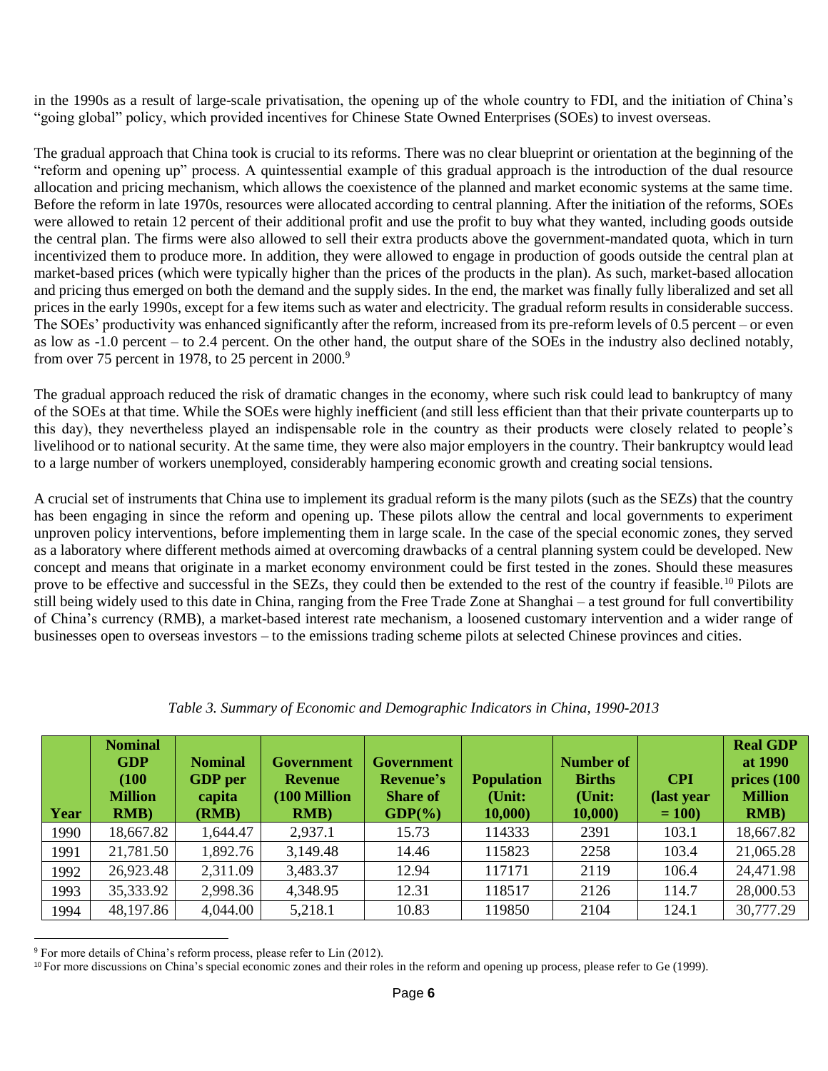in the 1990s as a result of large-scale privatisation, the opening up of the whole country to FDI, and the initiation of China's "going global" policy, which provided incentives for Chinese State Owned Enterprises (SOEs) to invest overseas.

The gradual approach that China took is crucial to its reforms. There was no clear blueprint or orientation at the beginning of the "reform and opening up" process. A quintessential example of this gradual approach is the introduction of the dual resource allocation and pricing mechanism, which allows the coexistence of the planned and market economic systems at the same time. Before the reform in late 1970s, resources were allocated according to central planning. After the initiation of the reforms, SOEs were allowed to retain 12 percent of their additional profit and use the profit to buy what they wanted, including goods outside the central plan. The firms were also allowed to sell their extra products above the government-mandated quota, which in turn incentivized them to produce more. In addition, they were allowed to engage in production of goods outside the central plan at market-based prices (which were typically higher than the prices of the products in the plan). As such, market-based allocation and pricing thus emerged on both the demand and the supply sides. In the end, the market was finally fully liberalized and set all prices in the early 1990s, except for a few items such as water and electricity. The gradual reform results in considerable success. The SOEs' productivity was enhanced significantly after the reform, increased from its pre-reform levels of 0.5 percent – or even as low as -1.0 percent – to 2.4 percent. On the other hand, the output share of the SOEs in the industry also declined notably, from over 75 percent in 1978, to 25 percent in 2000.[9]

The gradual approach reduced the risk of dramatic changes in the economy, where such risk could lead to bankruptcy of many of the SOEs at that time. While the SOEs were highly inefficient (and still less efficient than that their private counterparts up to this day), they nevertheless played an indispensable role in the country as their products were closely related to people's livelihood or to national security. At the same time, they were also major employers in the country. Their bankruptcy would lead to a large number of workers unemployed, considerably hampering economic growth and creating social tensions.

A crucial set of instruments that China use to implement its gradual reform is the many pilots (such as the SEZs) that the country has been engaging in since the reform and opening up. These pilots allow the central and local governments to experiment unproven policy interventions, before implementing them in large scale. In the case of the special economic zones, they served as a laboratory where different methods aimed at overcoming drawbacks of a central planning system could be developed. New concept and means that originate in a market economy environment could be first tested in the zones. Should these measures prove to be effective and successful in the SEZs, they could then be extended to the rest of the country if feasible.[10] Pilots are still being widely used to this date in China, ranging from the Free Trade Zone at Shanghai – a test ground for full convertibility of China's currency (RMB), a market-based interest rate mechanism, a loosened customary intervention and a wider range of businesses open to overseas investors – to the emissions trading scheme pilots at selected Chinese provinces and cities.

*Table 3. Summary of Economic and Demographic Indicators in China, 1990-2013*

| Year | Nominal GDP (100 Million RMB) | Nominal GDP per capita (RMB) | Government Revenue (100 Million RMB) | Government Revenue's Share of GDP(%) | Population (Unit: 10,000) | Number of Births (Unit: 10,000) | CPI (last year = 100) | Real GDP at 1990 prices (100 Million RMB) |
|---|---|---|---|---|---|---|---|---|
| 1990 | 18,667.82 | 1,644.47 | 2,937.1 | 15.73 | 114333 | 2391 | 103.1 | 18,667.82 |
| 1991 | 21,781.50 | 1,892.76 | 3,149.48 | 14.46 | 115823 | 2258 | 103.4 | 21,065.28 |
| 1992 | 26,923.48 | 2,311.09 | 3,483.37 | 12.94 | 117171 | 2119 | 106.4 | 24,471.98 |
| 1993 | 35,333.92 | 2,998.36 | 4,348.95 | 12.31 | 118517 | 2126 | 114.7 | 28,000.53 |
| 1994 | 48,197.86 | 4,044.00 | 5,218.1 | 10.83 | 119850 | 2104 | 124.1 | 30,777.29 |

[9] For more details of China's reform process, please refer to Lin (2012).

[10] For more discussions on China's special economic zones and their roles in the reform and opening up process, please refer to Ge (1999).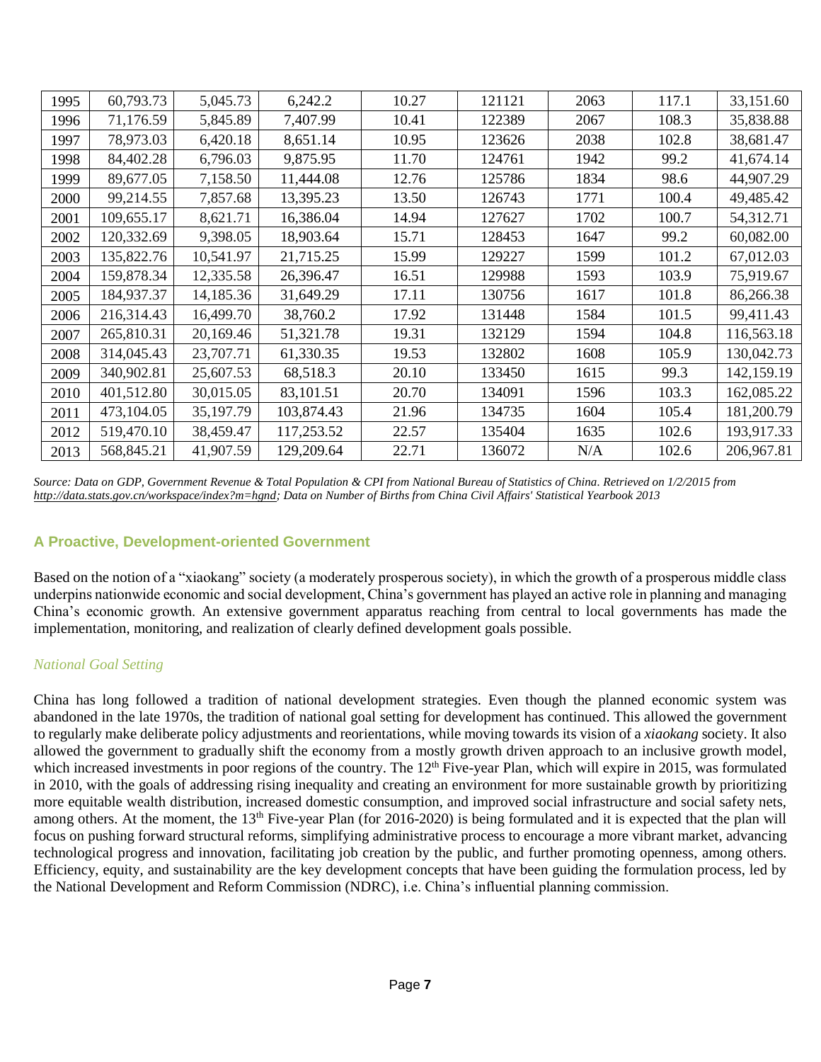| | | | | | | | | |
|---|---|---|---|---|---|---|---|---|
| 1995 | 60,793.73 | 5,045.73 | 6,242.2 | 10.27 | 121121 | 2063 | 117.1 | 33,151.60 |
| 1996 | 71,176.59 | 5,845.89 | 7,407.99 | 10.41 | 122389 | 2067 | 108.3 | 35,838.88 |
| 1997 | 78,973.03 | 6,420.18 | 8,651.14 | 10.95 | 123626 | 2038 | 102.8 | 38,681.47 |
| 1998 | 84,402.28 | 6,796.03 | 9,875.95 | 11.70 | 124761 | 1942 | 99.2 | 41,674.14 |
| 1999 | 89,677.05 | 7,158.50 | 11,444.08 | 12.76 | 125786 | 1834 | 98.6 | 44,907.29 |
| 2000 | 99,214.55 | 7,857.68 | 13,395.23 | 13.50 | 126743 | 1771 | 100.4 | 49,485.42 |
| 2001 | 109,655.17 | 8,621.71 | 16,386.04 | 14.94 | 127627 | 1702 | 100.7 | 54,312.71 |
| 2002 | 120,332.69 | 9,398.05 | 18,903.64 | 15.71 | 128453 | 1647 | 99.2 | 60,082.00 |
| 2003 | 135,822.76 | 10,541.97 | 21,715.25 | 15.99 | 129227 | 1599 | 101.2 | 67,012.03 |
| 2004 | 159,878.34 | 12,335.58 | 26,396.47 | 16.51 | 129988 | 1593 | 103.9 | 75,919.67 |
| 2005 | 184,937.37 | 14,185.36 | 31,649.29 | 17.11 | 130756 | 1617 | 101.8 | 86,266.38 |
| 2006 | 216,314.43 | 16,499.70 | 38,760.2 | 17.92 | 131448 | 1584 | 101.5 | 99,411.43 |
| 2007 | 265,810.31 | 20,169.46 | 51,321.78 | 19.31 | 132129 | 1594 | 104.8 | 116,563.18 |
| 2008 | 314,045.43 | 23,707.71 | 61,330.35 | 19.53 | 132802 | 1608 | 105.9 | 130,042.73 |
| 2009 | 340,902.81 | 25,607.53 | 68,518.3 | 20.10 | 133450 | 1615 | 99.3 | 142,159.19 |
| 2010 | 401,512.80 | 30,015.05 | 83,101.51 | 20.70 | 134091 | 1596 | 103.3 | 162,085.22 |
| 2011 | 473,104.05 | 35,197.79 | 103,874.43 | 21.96 | 134735 | 1604 | 105.4 | 181,200.79 |
| 2012 | 519,470.10 | 38,459.47 | 117,253.52 | 22.57 | 135404 | 1635 | 102.6 | 193,917.33 |
| 2013 | 568,845.21 | 41,907.59 | 129,209.64 | 22.71 | 136072 | N/A | 102.6 | 206,967.81 |

*Source: Data on GDP, Government Revenue & Total Population & CPI from National Bureau of Statistics of China. Retrieved on 1/2/2015 from http://data.stats.gov.cn/workspace/index?m=hgnd; Data on Number of Births from China Civil Affairs' Statistical Yearbook 2013*

## A Proactive, Development-oriented Government

Based on the notion of a "xiaokang" society (a moderately prosperous society), in which the growth of a prosperous middle class underpins nationwide economic and social development, China's government has played an active role in planning and managing China's economic growth. An extensive government apparatus reaching from central to local governments has made the implementation, monitoring, and realization of clearly defined development goals possible.

### *National Goal Setting*

China has long followed a tradition of national development strategies. Even though the planned economic system was abandoned in the late 1970s, the tradition of national goal setting for development has continued. This allowed the government to regularly make deliberate policy adjustments and reorientations, while moving towards its vision of a *xiaokang* society. It also allowed the government to gradually shift the economy from a mostly growth driven approach to an inclusive growth model, which increased investments in poor regions of the country. The 12th Five-year Plan, which will expire in 2015, was formulated in 2010, with the goals of addressing rising inequality and creating an environment for more sustainable growth by prioritizing more equitable wealth distribution, increased domestic consumption, and improved social infrastructure and social safety nets, among others. At the moment, the 13th Five-year Plan (for 2016-2020) is being formulated and it is expected that the plan will focus on pushing forward structural reforms, simplifying administrative process to encourage a more vibrant market, advancing technological progress and innovation, facilitating job creation by the public, and further promoting openness, among others. Efficiency, equity, and sustainability are the key development concepts that have been guiding the formulation process, led by the National Development and Reform Commission (NDRC), i.e. China's influential planning commission.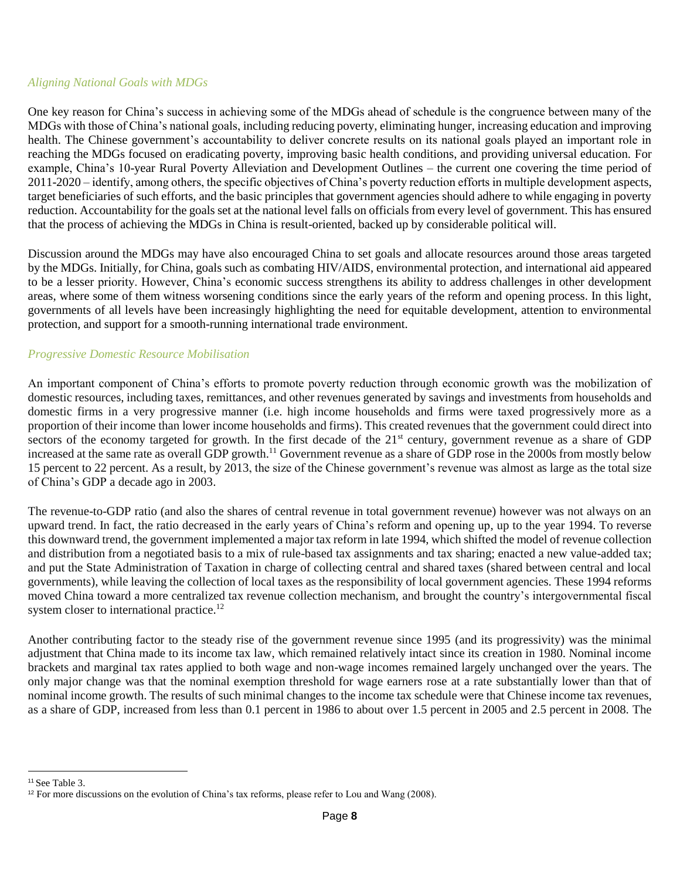### *Aligning National Goals with MDGs*

One key reason for China's success in achieving some of the MDGs ahead of schedule is the congruence between many of the MDGs with those of China's national goals, including reducing poverty, eliminating hunger, increasing education and improving health. The Chinese government's accountability to deliver concrete results on its national goals played an important role in reaching the MDGs focused on eradicating poverty, improving basic health conditions, and providing universal education. For example, China's 10-year Rural Poverty Alleviation and Development Outlines – the current one covering the time period of 2011-2020 – identify, among others, the specific objectives of China's poverty reduction efforts in multiple development aspects, target beneficiaries of such efforts, and the basic principles that government agencies should adhere to while engaging in poverty reduction. Accountability for the goals set at the national level falls on officials from every level of government. This has ensured that the process of achieving the MDGs in China is result-oriented, backed up by considerable political will.

Discussion around the MDGs may have also encouraged China to set goals and allocate resources around those areas targeted by the MDGs. Initially, for China, goals such as combating HIV/AIDS, environmental protection, and international aid appeared to be a lesser priority. However, China's economic success strengthens its ability to address challenges in other development areas, where some of them witness worsening conditions since the early years of the reform and opening process. In this light, governments of all levels have been increasingly highlighting the need for equitable development, attention to environmental protection, and support for a smooth-running international trade environment.

### *Progressive Domestic Resource Mobilisation*

An important component of China's efforts to promote poverty reduction through economic growth was the mobilization of domestic resources, including taxes, remittances, and other revenues generated by savings and investments from households and domestic firms in a very progressive manner (i.e. high income households and firms were taxed progressively more as a proportion of their income than lower income households and firms). This created revenues that the government could direct into sectors of the economy targeted for growth. In the first decade of the 21st century, government revenue as a share of GDP increased at the same rate as overall GDP growth.[11] Government revenue as a share of GDP rose in the 2000s from mostly below 15 percent to 22 percent. As a result, by 2013, the size of the Chinese government's revenue was almost as large as the total size of China's GDP a decade ago in 2003.

The revenue-to-GDP ratio (and also the shares of central revenue in total government revenue) however was not always on an upward trend. In fact, the ratio decreased in the early years of China's reform and opening up, up to the year 1994. To reverse this downward trend, the government implemented a major tax reform in late 1994, which shifted the model of revenue collection and distribution from a negotiated basis to a mix of rule-based tax assignments and tax sharing; enacted a new value-added tax; and put the State Administration of Taxation in charge of collecting central and shared taxes (shared between central and local governments), while leaving the collection of local taxes as the responsibility of local government agencies. These 1994 reforms moved China toward a more centralized tax revenue collection mechanism, and brought the country's intergovernmental fiscal system closer to international practice.[12]

Another contributing factor to the steady rise of the government revenue since 1995 (and its progressivity) was the minimal adjustment that China made to its income tax law, which remained relatively intact since its creation in 1980. Nominal income brackets and marginal tax rates applied to both wage and non-wage incomes remained largely unchanged over the years. The only major change was that the nominal exemption threshold for wage earners rose at a rate substantially lower than that of nominal income growth. The results of such minimal changes to the income tax schedule were that Chinese income tax revenues, as a share of GDP, increased from less than 0.1 percent in 1986 to about over 1.5 percent in 2005 and 2.5 percent in 2008. The

---

[11] See Table 3.

[12] For more discussions on the evolution of China's tax reforms, please refer to Lou and Wang (2008).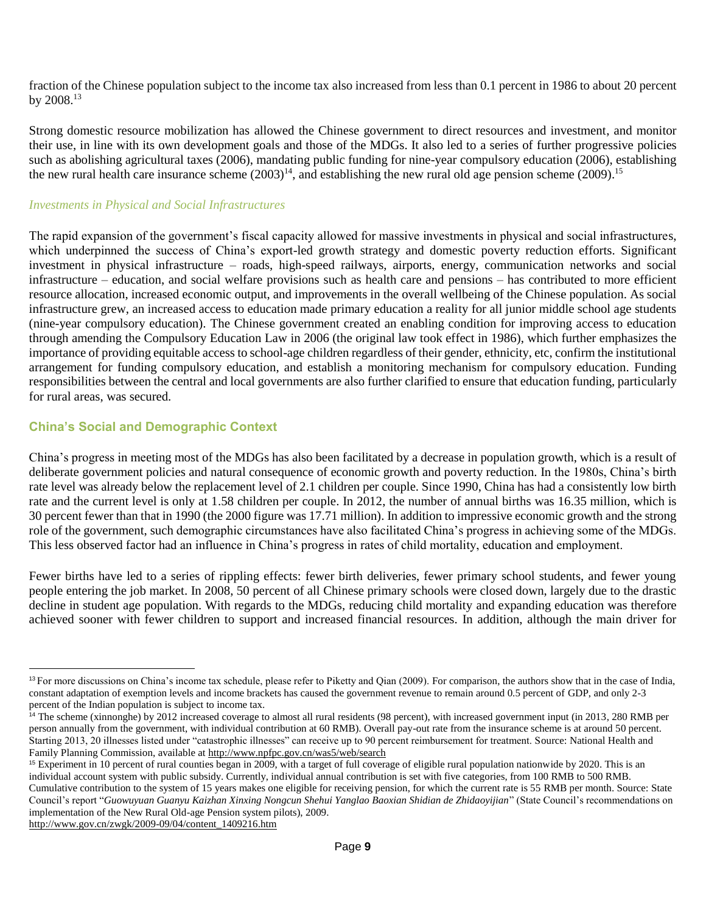fraction of the Chinese population subject to the income tax also increased from less than 0.1 percent in 1986 to about 20 percent by 2008.[13]

Strong domestic resource mobilization has allowed the Chinese government to direct resources and investment, and monitor their use, in line with its own development goals and those of the MDGs. It also led to a series of further progressive policies such as abolishing agricultural taxes (2006), mandating public funding for nine-year compulsory education (2006), establishing the new rural health care insurance scheme (2003)[14], and establishing the new rural old age pension scheme (2009).[15]

### *Investments in Physical and Social Infrastructures*

The rapid expansion of the government's fiscal capacity allowed for massive investments in physical and social infrastructures, which underpinned the success of China's export-led growth strategy and domestic poverty reduction efforts. Significant investment in physical infrastructure – roads, high-speed railways, airports, energy, communication networks and social infrastructure – education, and social welfare provisions such as health care and pensions – has contributed to more efficient resource allocation, increased economic output, and improvements in the overall wellbeing of the Chinese population. As social infrastructure grew, an increased access to education made primary education a reality for all junior middle school age students (nine-year compulsory education). The Chinese government created an enabling condition for improving access to education through amending the Compulsory Education Law in 2006 (the original law took effect in 1986), which further emphasizes the importance of providing equitable access to school-age children regardless of their gender, ethnicity, etc, confirm the institutional arrangement for funding compulsory education, and establish a monitoring mechanism for compulsory education. Funding responsibilities between the central and local governments are also further clarified to ensure that education funding, particularly for rural areas, was secured.

## China's Social and Demographic Context

China's progress in meeting most of the MDGs has also been facilitated by a decrease in population growth, which is a result of deliberate government policies and natural consequence of economic growth and poverty reduction. In the 1980s, China's birth rate level was already below the replacement level of 2.1 children per couple. Since 1990, China has had a consistently low birth rate and the current level is only at 1.58 children per couple. In 2012, the number of annual births was 16.35 million, which is 30 percent fewer than that in 1990 (the 2000 figure was 17.71 million). In addition to impressive economic growth and the strong role of the government, such demographic circumstances have also facilitated China's progress in achieving some of the MDGs. This less observed factor had an influence in China's progress in rates of child mortality, education and employment.

Fewer births have led to a series of rippling effects: fewer birth deliveries, fewer primary school students, and fewer young people entering the job market. In 2008, 50 percent of all Chinese primary schools were closed down, largely due to the drastic decline in student age population. With regards to the MDGs, reducing child mortality and expanding education was therefore achieved sooner with fewer children to support and increased financial resources. In addition, although the main driver for

---

[13] For more discussions on China's income tax schedule, please refer to Piketty and Qian (2009). For comparison, the authors show that in the case of India, constant adaptation of exemption levels and income brackets has caused the government revenue to remain around 0.5 percent of GDP, and only 2-3 percent of the Indian population is subject to income tax.

[14] The scheme (xinnonghe) by 2012 increased coverage to almost all rural residents (98 percent), with increased government input (in 2013, 280 RMB per person annually from the government, with individual contribution at 60 RMB). Overall pay-out rate from the insurance scheme is at around 50 percent. Starting 2013, 20 illnesses listed under "catastrophic illnesses" can receive up to 90 percent reimbursement for treatment. Source: National Health and Family Planning Commission, available at http://www.npfpc.gov.cn/was5/web/search

[15] Experiment in 10 percent of rural counties began in 2009, with a target of full coverage of eligible rural population nationwide by 2020. This is an individual account system with public subsidy. Currently, individual annual contribution is set with five categories, from 100 RMB to 500 RMB. Cumulative contribution to the system of 15 years makes one eligible for receiving pension, for which the current rate is 55 RMB per month. Source: State Council's report "*Guowuyuan Guanyu Kaizhan Xinxing Nongcun Shehui Yanglao Baoxian Shidian de Zhidaoyijian*" (State Council's recommendations on implementation of the New Rural Old-age Pension system pilots), 2009. http://www.gov.cn/zwgk/2009-09/04/content_1409216.htm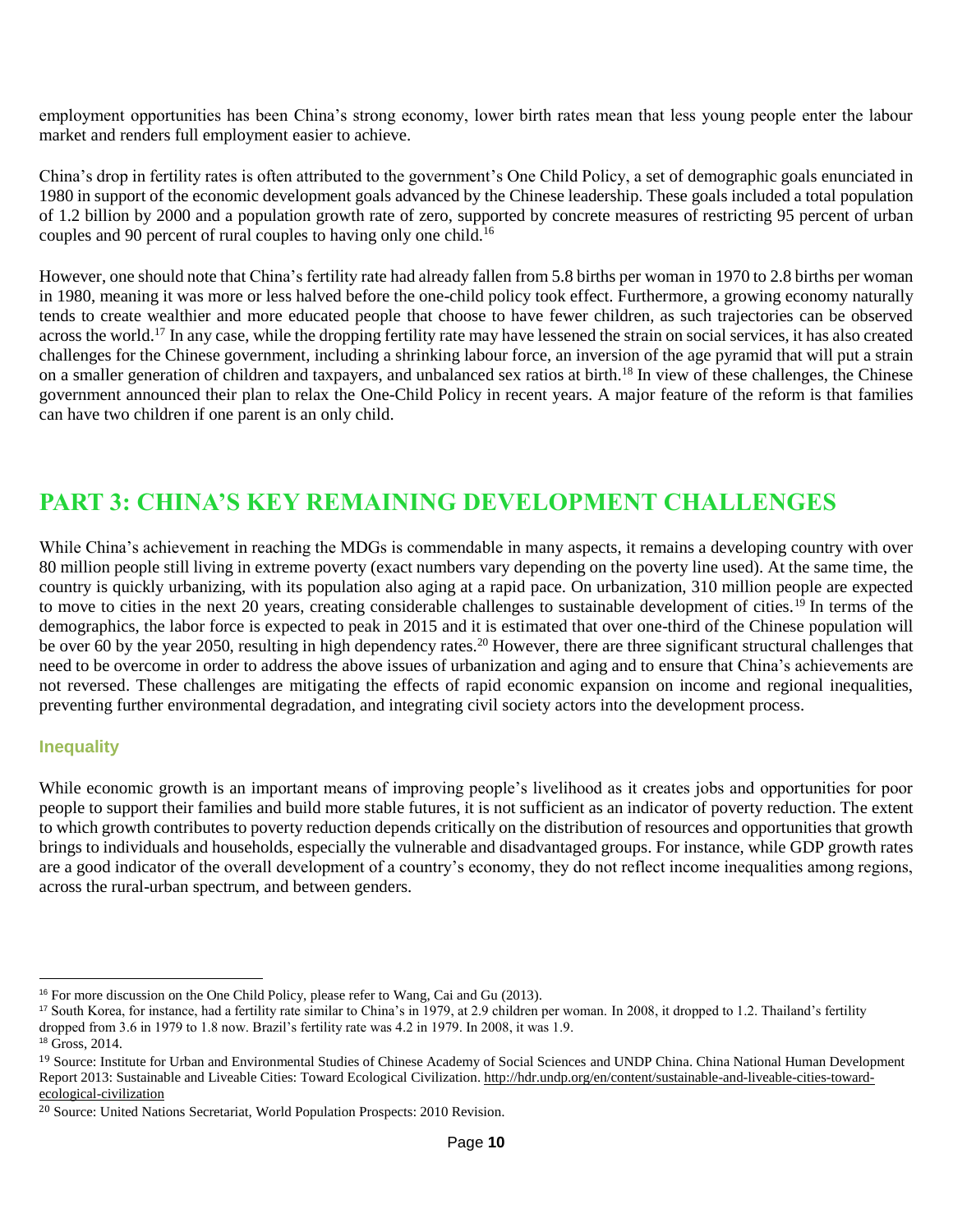employment opportunities has been China's strong economy, lower birth rates mean that less young people enter the labour market and renders full employment easier to achieve.

China's drop in fertility rates is often attributed to the government's One Child Policy, a set of demographic goals enunciated in 1980 in support of the economic development goals advanced by the Chinese leadership. These goals included a total population of 1.2 billion by 2000 and a population growth rate of zero, supported by concrete measures of restricting 95 percent of urban couples and 90 percent of rural couples to having only one child.[16]

However, one should note that China's fertility rate had already fallen from 5.8 births per woman in 1970 to 2.8 births per woman in 1980, meaning it was more or less halved before the one-child policy took effect. Furthermore, a growing economy naturally tends to create wealthier and more educated people that choose to have fewer children, as such trajectories can be observed across the world.[17] In any case, while the dropping fertility rate may have lessened the strain on social services, it has also created challenges for the Chinese government, including a shrinking labour force, an inversion of the age pyramid that will put a strain on a smaller generation of children and taxpayers, and unbalanced sex ratios at birth.[18] In view of these challenges, the Chinese government announced their plan to relax the One-Child Policy in recent years. A major feature of the reform is that families can have two children if one parent is an only child.

# PART 3: CHINA'S KEY REMAINING DEVELOPMENT CHALLENGES

While China's achievement in reaching the MDGs is commendable in many aspects, it remains a developing country with over 80 million people still living in extreme poverty (exact numbers vary depending on the poverty line used). At the same time, the country is quickly urbanizing, with its population also aging at a rapid pace. On urbanization, 310 million people are expected to move to cities in the next 20 years, creating considerable challenges to sustainable development of cities.[19] In terms of the demographics, the labor force is expected to peak in 2015 and it is estimated that over one-third of the Chinese population will be over 60 by the year 2050, resulting in high dependency rates.[20] However, there are three significant structural challenges that need to be overcome in order to address the above issues of urbanization and aging and to ensure that China's achievements are not reversed. These challenges are mitigating the effects of rapid economic expansion on income and regional inequalities, preventing further environmental degradation, and integrating civil society actors into the development process.

## Inequality

While economic growth is an important means of improving people's livelihood as it creates jobs and opportunities for poor people to support their families and build more stable futures, it is not sufficient as an indicator of poverty reduction. The extent to which growth contributes to poverty reduction depends critically on the distribution of resources and opportunities that growth brings to individuals and households, especially the vulnerable and disadvantaged groups. For instance, while GDP growth rates are a good indicator of the overall development of a country's economy, they do not reflect income inequalities among regions, across the rural-urban spectrum, and between genders.

---

[16] For more discussion on the One Child Policy, please refer to Wang, Cai and Gu (2013).

[17] South Korea, for instance, had a fertility rate similar to China's in 1979, at 2.9 children per woman. In 2008, it dropped to 1.2. Thailand's fertility dropped from 3.6 in 1979 to 1.8 now. Brazil's fertility rate was 4.2 in 1979. In 2008, it was 1.9.

[18] Gross, 2014.

[19] Source: Institute for Urban and Environmental Studies of Chinese Academy of Social Sciences and UNDP China. China National Human Development Report 2013: Sustainable and Liveable Cities: Toward Ecological Civilization. http://hdr.undp.org/en/content/sustainable-and-liveable-cities-toward-ecological-civilization

[20] Source: United Nations Secretariat, World Population Prospects: 2010 Revision.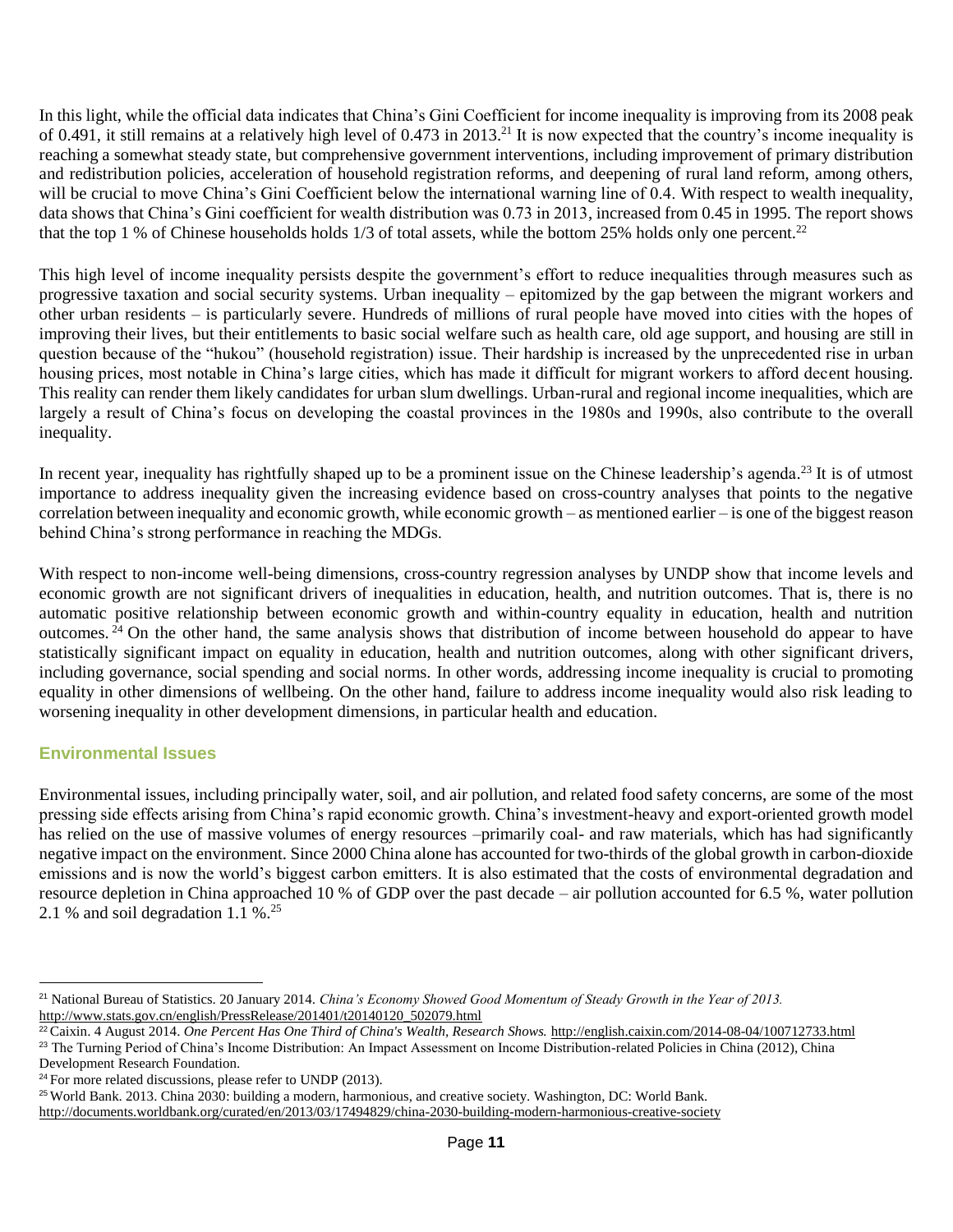In this light, while the official data indicates that China's Gini Coefficient for income inequality is improving from its 2008 peak of 0.491, it still remains at a relatively high level of 0.473 in 2013.[21] It is now expected that the country's income inequality is reaching a somewhat steady state, but comprehensive government interventions, including improvement of primary distribution and redistribution policies, acceleration of household registration reforms, and deepening of rural land reform, among others, will be crucial to move China's Gini Coefficient below the international warning line of 0.4. With respect to wealth inequality, data shows that China's Gini coefficient for wealth distribution was 0.73 in 2013, increased from 0.45 in 1995. The report shows that the top 1 % of Chinese households holds 1/3 of total assets, while the bottom 25% holds only one percent.[22]

This high level of income inequality persists despite the government's effort to reduce inequalities through measures such as progressive taxation and social security systems. Urban inequality – epitomized by the gap between the migrant workers and other urban residents – is particularly severe. Hundreds of millions of rural people have moved into cities with the hopes of improving their lives, but their entitlements to basic social welfare such as health care, old age support, and housing are still in question because of the "hukou" (household registration) issue. Their hardship is increased by the unprecedented rise in urban housing prices, most notable in China's large cities, which has made it difficult for migrant workers to afford decent housing. This reality can render them likely candidates for urban slum dwellings. Urban-rural and regional income inequalities, which are largely a result of China's focus on developing the coastal provinces in the 1980s and 1990s, also contribute to the overall inequality.

In recent year, inequality has rightfully shaped up to be a prominent issue on the Chinese leadership's agenda.[23] It is of utmost importance to address inequality given the increasing evidence based on cross-country analyses that points to the negative correlation between inequality and economic growth, while economic growth – as mentioned earlier – is one of the biggest reason behind China's strong performance in reaching the MDGs.

With respect to non-income well-being dimensions, cross-country regression analyses by UNDP show that income levels and economic growth are not significant drivers of inequalities in education, health, and nutrition outcomes. That is, there is no automatic positive relationship between economic growth and within-country equality in education, health and nutrition outcomes.[24] On the other hand, the same analysis shows that distribution of income between household do appear to have statistically significant impact on equality in education, health and nutrition outcomes, along with other significant drivers, including governance, social spending and social norms. In other words, addressing income inequality is crucial to promoting equality in other dimensions of wellbeing. On the other hand, failure to address income inequality would also risk leading to worsening inequality in other development dimensions, in particular health and education.

### Environmental Issues

Environmental issues, including principally water, soil, and air pollution, and related food safety concerns, are some of the most pressing side effects arising from China's rapid economic growth. China's investment-heavy and export-oriented growth model has relied on the use of massive volumes of energy resources –primarily coal- and raw materials, which has had significantly negative impact on the environment. Since 2000 China alone has accounted for two-thirds of the global growth in carbon-dioxide emissions and is now the world's biggest carbon emitters. It is also estimated that the costs of environmental degradation and resource depletion in China approached 10 % of GDP over the past decade – air pollution accounted for 6.5 %, water pollution 2.1 % and soil degradation 1.1 %.[25]

---

[21] National Bureau of Statistics. 20 January 2014. *China's Economy Showed Good Momentum of Steady Growth in the Year of 2013.* http://www.stats.gov.cn/english/PressRelease/201401/t20140120_502079.html

[22] Caixin. 4 August 2014. *One Percent Has One Third of China's Wealth, Research Shows.* http://english.caixin.com/2014-08-04/100712733.html

[23] The Turning Period of China's Income Distribution: An Impact Assessment on Income Distribution-related Policies in China (2012), China Development Research Foundation.

[24] For more related discussions, please refer to UNDP (2013).

[25] World Bank. 2013. China 2030: building a modern, harmonious, and creative society. Washington, DC: World Bank. http://documents.worldbank.org/curated/en/2013/03/17494829/china-2030-building-modern-harmonious-creative-society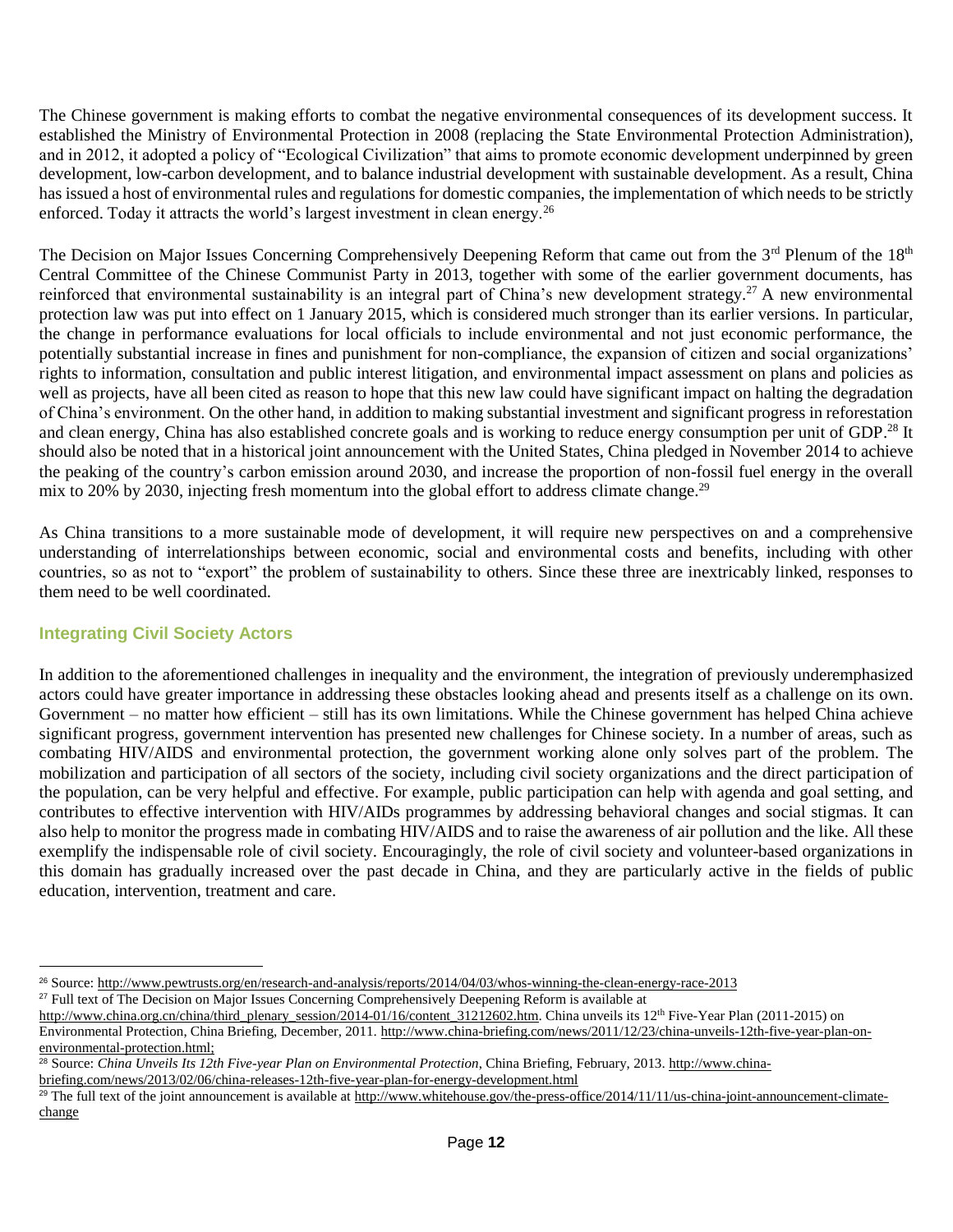The Chinese government is making efforts to combat the negative environmental consequences of its development success. It established the Ministry of Environmental Protection in 2008 (replacing the State Environmental Protection Administration), and in 2012, it adopted a policy of "Ecological Civilization" that aims to promote economic development underpinned by green development, low-carbon development, and to balance industrial development with sustainable development. As a result, China has issued a host of environmental rules and regulations for domestic companies, the implementation of which needs to be strictly enforced. Today it attracts the world's largest investment in clean energy.[26]

The Decision on Major Issues Concerning Comprehensively Deepening Reform that came out from the 3rd Plenum of the 18th Central Committee of the Chinese Communist Party in 2013, together with some of the earlier government documents, has reinforced that environmental sustainability is an integral part of China's new development strategy.[27] A new environmental protection law was put into effect on 1 January 2015, which is considered much stronger than its earlier versions. In particular, the change in performance evaluations for local officials to include environmental and not just economic performance, the potentially substantial increase in fines and punishment for non-compliance, the expansion of citizen and social organizations' rights to information, consultation and public interest litigation, and environmental impact assessment on plans and policies as well as projects, have all been cited as reason to hope that this new law could have significant impact on halting the degradation of China's environment. On the other hand, in addition to making substantial investment and significant progress in reforestation and clean energy, China has also established concrete goals and is working to reduce energy consumption per unit of GDP.[28] It should also be noted that in a historical joint announcement with the United States, China pledged in November 2014 to achieve the peaking of the country's carbon emission around 2030, and increase the proportion of non-fossil fuel energy in the overall mix to 20% by 2030, injecting fresh momentum into the global effort to address climate change.[29]

As China transitions to a more sustainable mode of development, it will require new perspectives on and a comprehensive understanding of interrelationships between economic, social and environmental costs and benefits, including with other countries, so as not to "export" the problem of sustainability to others. Since these three are inextricably linked, responses to them need to be well coordinated.

### Integrating Civil Society Actors

In addition to the aforementioned challenges in inequality and the environment, the integration of previously underemphasized actors could have greater importance in addressing these obstacles looking ahead and presents itself as a challenge on its own. Government – no matter how efficient – still has its own limitations. While the Chinese government has helped China achieve significant progress, government intervention has presented new challenges for Chinese society. In a number of areas, such as combating HIV/AIDS and environmental protection, the government working alone only solves part of the problem. The mobilization and participation of all sectors of the society, including civil society organizations and the direct participation of the population, can be very helpful and effective. For example, public participation can help with agenda and goal setting, and contributes to effective intervention with HIV/AIDs programmes by addressing behavioral changes and social stigmas. It can also help to monitor the progress made in combating HIV/AIDS and to raise the awareness of air pollution and the like. All these exemplify the indispensable role of civil society. Encouragingly, the role of civil society and volunteer-based organizations in this domain has gradually increased over the past decade in China, and they are particularly active in the fields of public education, intervention, treatment and care.

---

[26] Source: http://www.pewtrusts.org/en/research-and-analysis/reports/2014/04/03/whos-winning-the-clean-energy-race-2013

[27] Full text of The Decision on Major Issues Concerning Comprehensively Deepening Reform is available at http://www.china.org.cn/china/third_plenary_session/2014-01/16/content_31212602.htm. China unveils its 12th Five-Year Plan (2011-2015) on Environmental Protection, China Briefing, December, 2011. http://www.china-briefing.com/news/2011/12/23/china-unveils-12th-five-year-plan-on-environmental-protection.html;

[28] Source: *China Unveils Its 12th Five-year Plan on Environmental Protection*, China Briefing, February, 2013. http://www.china-briefing.com/news/2013/02/06/china-releases-12th-five-year-plan-for-energy-development.html

[29] The full text of the joint announcement is available at http://www.whitehouse.gov/the-press-office/2014/11/11/us-china-joint-announcement-climate-change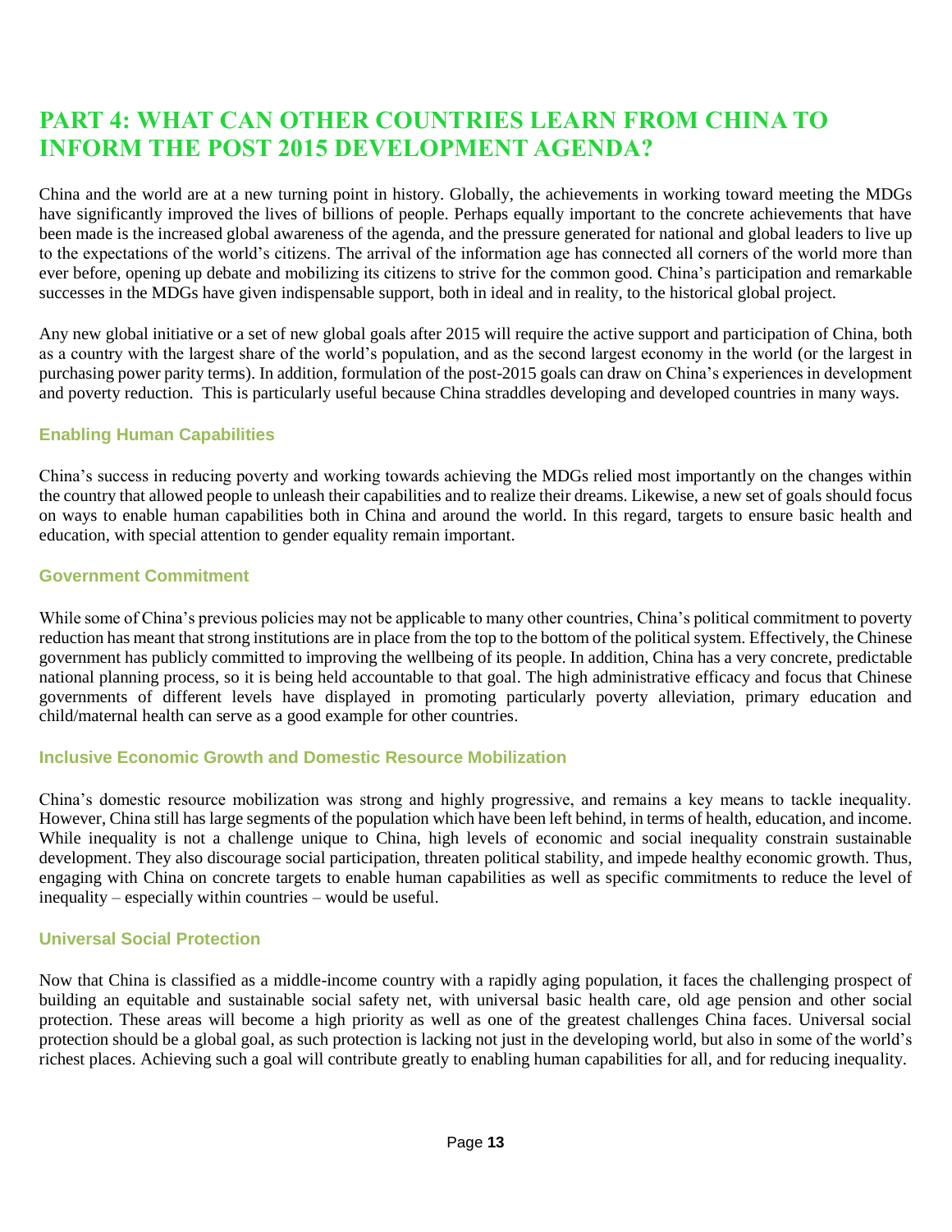# PART 4: WHAT CAN OTHER COUNTRIES LEARN FROM CHINA TO INFORM THE POST 2015 DEVELOPMENT AGENDA?

China and the world are at a new turning point in history. Globally, the achievements in working toward meeting the MDGs have significantly improved the lives of billions of people. Perhaps equally important to the concrete achievements that have been made is the increased global awareness of the agenda, and the pressure generated for national and global leaders to live up to the expectations of the world's citizens. The arrival of the information age has connected all corners of the world more than ever before, opening up debate and mobilizing its citizens to strive for the common good. China's participation and remarkable successes in the MDGs have given indispensable support, both in ideal and in reality, to the historical global project.

Any new global initiative or a set of new global goals after 2015 will require the active support and participation of China, both as a country with the largest share of the world's population, and as the second largest economy in the world (or the largest in purchasing power parity terms). In addition, formulation of the post-2015 goals can draw on China's experiences in development and poverty reduction. This is particularly useful because China straddles developing and developed countries in many ways.

### Enabling Human Capabilities

China's success in reducing poverty and working towards achieving the MDGs relied most importantly on the changes within the country that allowed people to unleash their capabilities and to realize their dreams. Likewise, a new set of goals should focus on ways to enable human capabilities both in China and around the world. In this regard, targets to ensure basic health and education, with special attention to gender equality remain important.

### Government Commitment

While some of China's previous policies may not be applicable to many other countries, China's political commitment to poverty reduction has meant that strong institutions are in place from the top to the bottom of the political system. Effectively, the Chinese government has publicly committed to improving the wellbeing of its people. In addition, China has a very concrete, predictable national planning process, so it is being held accountable to that goal. The high administrative efficacy and focus that Chinese governments of different levels have displayed in promoting particularly poverty alleviation, primary education and child/maternal health can serve as a good example for other countries.

### Inclusive Economic Growth and Domestic Resource Mobilization

China's domestic resource mobilization was strong and highly progressive, and remains a key means to tackle inequality. However, China still has large segments of the population which have been left behind, in terms of health, education, and income. While inequality is not a challenge unique to China, high levels of economic and social inequality constrain sustainable development. They also discourage social participation, threaten political stability, and impede healthy economic growth. Thus, engaging with China on concrete targets to enable human capabilities as well as specific commitments to reduce the level of inequality – especially within countries – would be useful.

### Universal Social Protection

Now that China is classified as a middle-income country with a rapidly aging population, it faces the challenging prospect of building an equitable and sustainable social safety net, with universal basic health care, old age pension and other social protection. These areas will become a high priority as well as one of the greatest challenges China faces. Universal social protection should be a global goal, as such protection is lacking not just in the developing world, but also in some of the world's richest places. Achieving such a goal will contribute greatly to enabling human capabilities for all, and for reducing inequality.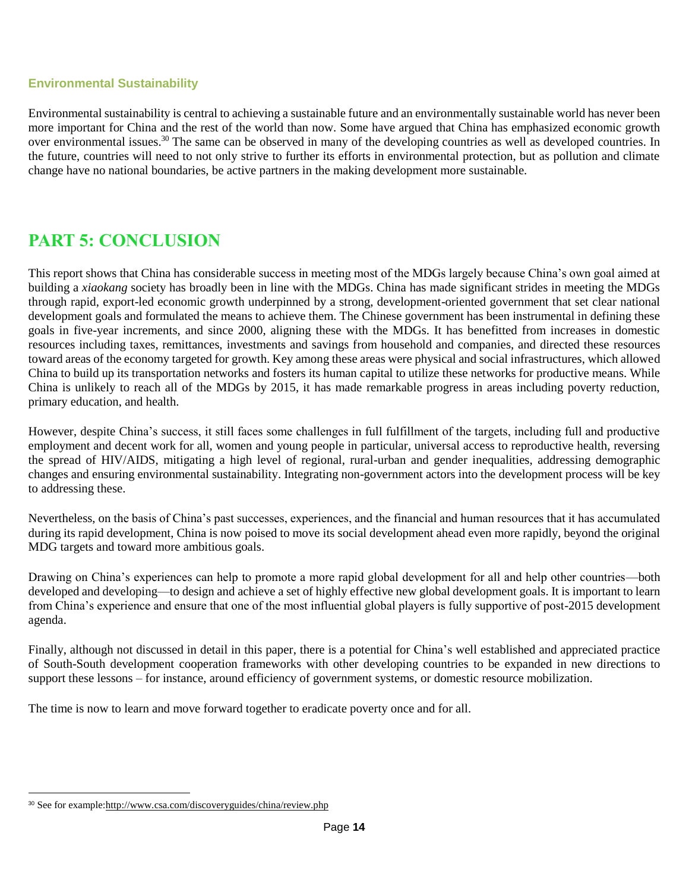### Environmental Sustainability

Environmental sustainability is central to achieving a sustainable future and an environmentally sustainable world has never been more important for China and the rest of the world than now. Some have argued that China has emphasized economic growth over environmental issues.[30] The same can be observed in many of the developing countries as well as developed countries. In the future, countries will need to not only strive to further its efforts in environmental protection, but as pollution and climate change have no national boundaries, be active partners in the making development more sustainable.

## PART 5: CONCLUSION

This report shows that China has considerable success in meeting most of the MDGs largely because China's own goal aimed at building a *xiaokang* society has broadly been in line with the MDGs. China has made significant strides in meeting the MDGs through rapid, export-led economic growth underpinned by a strong, development-oriented government that set clear national development goals and formulated the means to achieve them. The Chinese government has been instrumental in defining these goals in five-year increments, and since 2000, aligning these with the MDGs. It has benefitted from increases in domestic resources including taxes, remittances, investments and savings from household and companies, and directed these resources toward areas of the economy targeted for growth. Key among these areas were physical and social infrastructures, which allowed China to build up its transportation networks and fosters its human capital to utilize these networks for productive means. While China is unlikely to reach all of the MDGs by 2015, it has made remarkable progress in areas including poverty reduction, primary education, and health.

However, despite China's success, it still faces some challenges in full fulfillment of the targets, including full and productive employment and decent work for all, women and young people in particular, universal access to reproductive health, reversing the spread of HIV/AIDS, mitigating a high level of regional, rural-urban and gender inequalities, addressing demographic changes and ensuring environmental sustainability. Integrating non-government actors into the development process will be key to addressing these.

Nevertheless, on the basis of China's past successes, experiences, and the financial and human resources that it has accumulated during its rapid development, China is now poised to move its social development ahead even more rapidly, beyond the original MDG targets and toward more ambitious goals.

Drawing on China's experiences can help to promote a more rapid global development for all and help other countries—both developed and developing—to design and achieve a set of highly effective new global development goals. It is important to learn from China's experience and ensure that one of the most influential global players is fully supportive of post-2015 development agenda.

Finally, although not discussed in detail in this paper, there is a potential for China's well established and appreciated practice of South-South development cooperation frameworks with other developing countries to be expanded in new directions to support these lessons – for instance, around efficiency of government systems, or domestic resource mobilization.

The time is now to learn and move forward together to eradicate poverty once and for all.

[30] See for example: http://www.csa.com/discoveryguides/china/review.php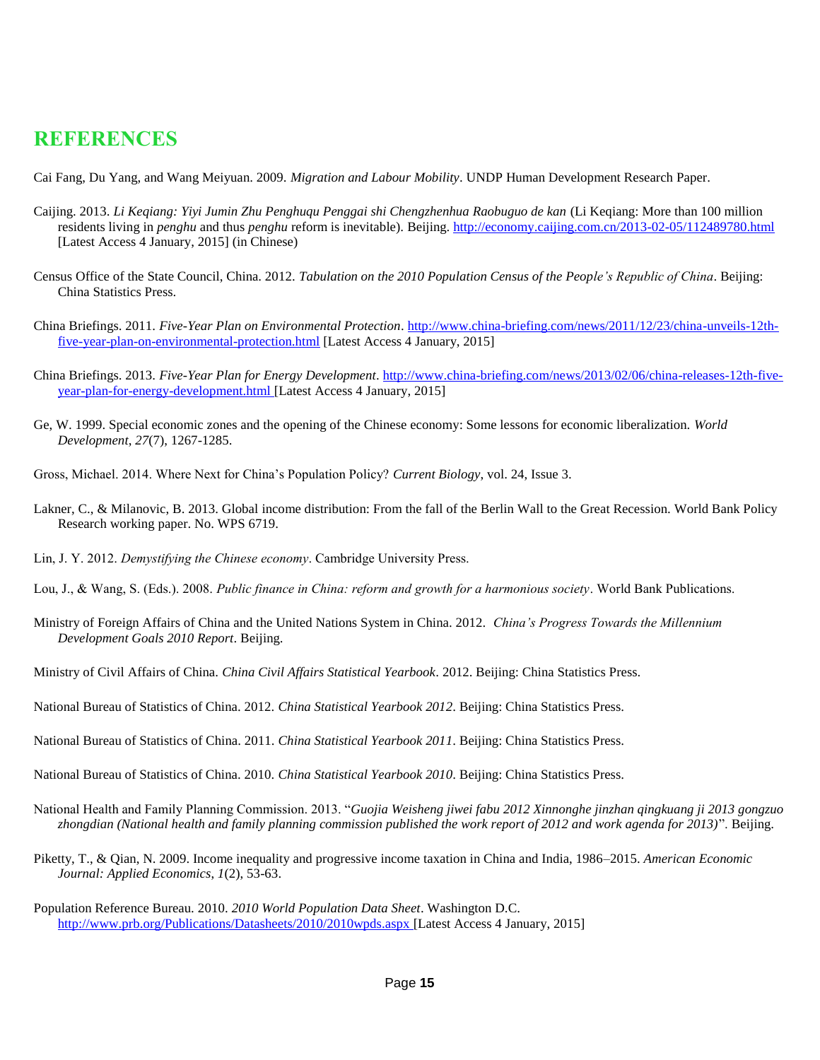# REFERENCES

Cai Fang, Du Yang, and Wang Meiyuan. 2009. *Migration and Labour Mobility*. UNDP Human Development Research Paper.

Caijing. 2013. *Li Keqiang: Yiyi Jumin Zhu Penghuqu Penggai shi Chengzhenhua Raobuguo de kan* (Li Keqiang: More than 100 million residents living in *penghu* and thus *penghu* reform is inevitable). Beijing. http://economy.caijing.com.cn/2013-02-05/112489780.html [Latest Access 4 January, 2015] (in Chinese)

Census Office of the State Council, China. 2012. *Tabulation on the 2010 Population Census of the People's Republic of China*. Beijing: China Statistics Press.

China Briefings. 2011. *Five-Year Plan on Environmental Protection*. http://www.china-briefing.com/news/2011/12/23/china-unveils-12th-five-year-plan-on-environmental-protection.html [Latest Access 4 January, 2015]

China Briefings. 2013. *Five-Year Plan for Energy Development*. http://www.china-briefing.com/news/2013/02/06/china-releases-12th-five-year-plan-for-energy-development.html [Latest Access 4 January, 2015]

Ge, W. 1999. Special economic zones and the opening of the Chinese economy: Some lessons for economic liberalization. *World Development*, *27*(7), 1267-1285.

Gross, Michael. 2014. Where Next for China's Population Policy? *Current Biology*, vol. 24, Issue 3.

Lakner, C., & Milanovic, B. 2013. Global income distribution: From the fall of the Berlin Wall to the Great Recession. World Bank Policy Research working paper. No. WPS 6719.

Lin, J. Y. 2012. *Demystifying the Chinese economy*. Cambridge University Press.

Lou, J., & Wang, S. (Eds.). 2008. *Public finance in China: reform and growth for a harmonious society*. World Bank Publications.

Ministry of Foreign Affairs of China and the United Nations System in China. 2012. *China's Progress Towards the Millennium Development Goals 2010 Report*. Beijing.

Ministry of Civil Affairs of China. *China Civil Affairs Statistical Yearbook*. 2012. Beijing: China Statistics Press.

National Bureau of Statistics of China. 2012. *China Statistical Yearbook 2012*. Beijing: China Statistics Press.

National Bureau of Statistics of China. 2011. *China Statistical Yearbook 2011*. Beijing: China Statistics Press.

National Bureau of Statistics of China. 2010. *China Statistical Yearbook 2010*. Beijing: China Statistics Press.

National Health and Family Planning Commission. 2013. "*Guojia Weisheng jiwei fabu 2012 Xinnonghe jinzhan qingkuang ji 2013 gongzuo zhongdian (National health and family planning commission published the work report of 2012 and work agenda for 2013)*". Beijing.

Piketty, T., & Qian, N. 2009. Income inequality and progressive income taxation in China and India, 1986–2015. *American Economic Journal: Applied Economics*, *1*(2), 53-63.

Population Reference Bureau. 2010. *2010 World Population Data Sheet*. Washington D.C. http://www.prb.org/Publications/Datasheets/2010/2010wpds.aspx [Latest Access 4 January, 2015]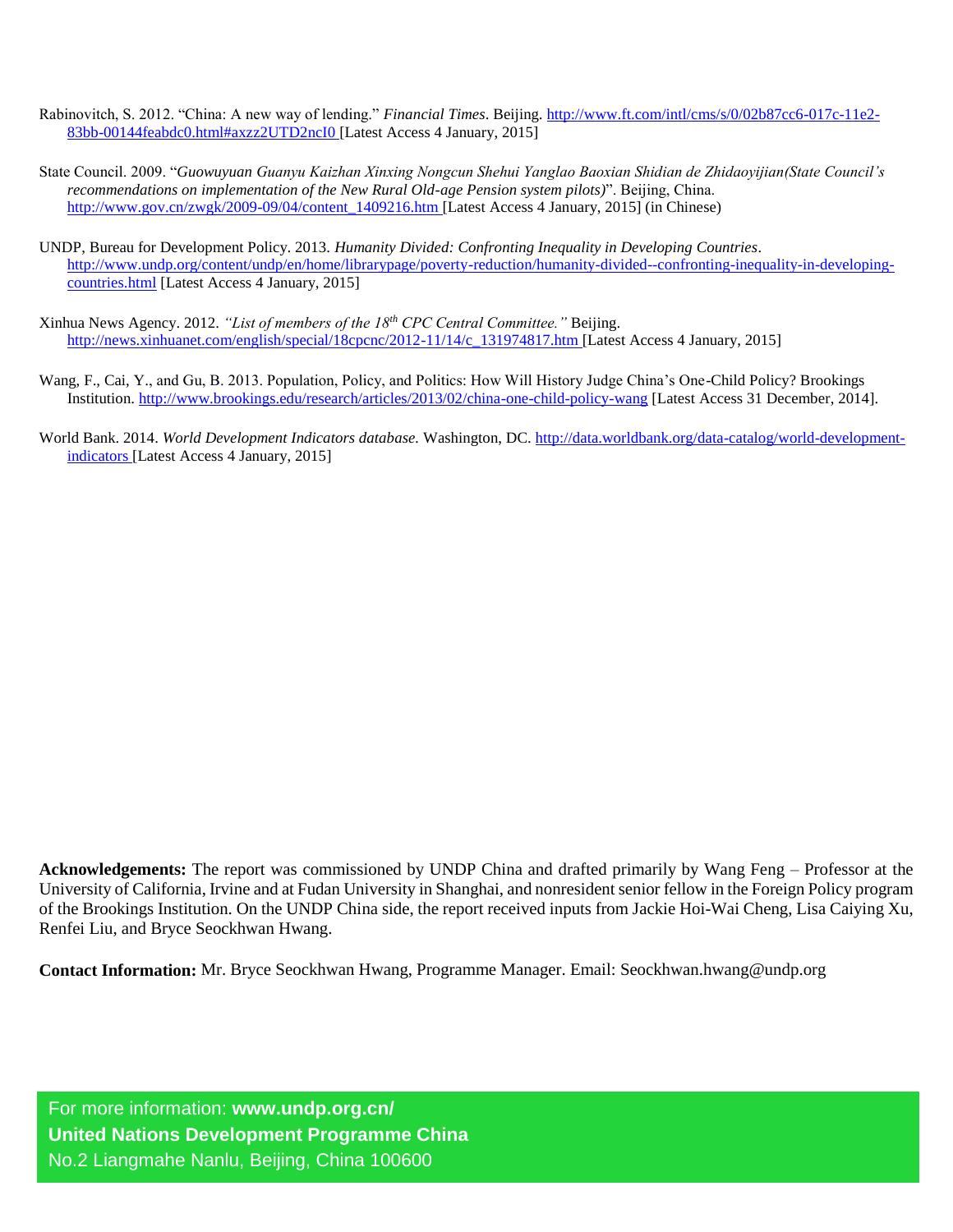Rabinovitch, S. 2012. "China: A new way of lending." *Financial Times*. Beijing. http://www.ft.com/intl/cms/s/0/02b87cc6-017c-11e2-83bb-00144feabdc0.html#axzz2UTD2ncI0 [Latest Access 4 January, 2015]

State Council. 2009. "*Guowuyuan Guanyu Kaizhan Xinxing Nongcun Shehui Yanglao Baoxian Shidian de Zhidaoyijian(State Council's recommendations on implementation of the New Rural Old-age Pension system pilots)*". Beijing, China. http://www.gov.cn/zwgk/2009-09/04/content_1409216.htm [Latest Access 4 January, 2015] (in Chinese)

UNDP, Bureau for Development Policy. 2013. *Humanity Divided: Confronting Inequality in Developing Countries*. http://www.undp.org/content/undp/en/home/librarypage/poverty-reduction/humanity-divided--confronting-inequality-in-developing-countries.html [Latest Access 4 January, 2015]

Xinhua News Agency. 2012. *"List of members of the 18th CPC Central Committee."* Beijing. http://news.xinhuanet.com/english/special/18cpcnc/2012-11/14/c_131974817.htm [Latest Access 4 January, 2015]

Wang, F., Cai, Y., and Gu, B. 2013. Population, Policy, and Politics: How Will History Judge China's One-Child Policy? Brookings Institution. http://www.brookings.edu/research/articles/2013/02/china-one-child-policy-wang [Latest Access 31 December, 2014].

World Bank. 2014. *World Development Indicators database.* Washington, DC. http://data.worldbank.org/data-catalog/world-development-indicators [Latest Access 4 January, 2015]

**Acknowledgements:** The report was commissioned by UNDP China and drafted primarily by Wang Feng – Professor at the University of California, Irvine and at Fudan University in Shanghai, and nonresident senior fellow in the Foreign Policy program of the Brookings Institution. On the UNDP China side, the report received inputs from Jackie Hoi-Wai Cheng, Lisa Caiying Xu, Renfei Liu, and Bryce Seockhwan Hwang.

**Contact Information:** Mr. Bryce Seockhwan Hwang, Programme Manager. Email: Seockhwan.hwang@undp.org

For more information: **www.undp.org.cn/**

**United Nations Development Programme China**

No.2 Liangmahe Nanlu, Beijing, China 100600